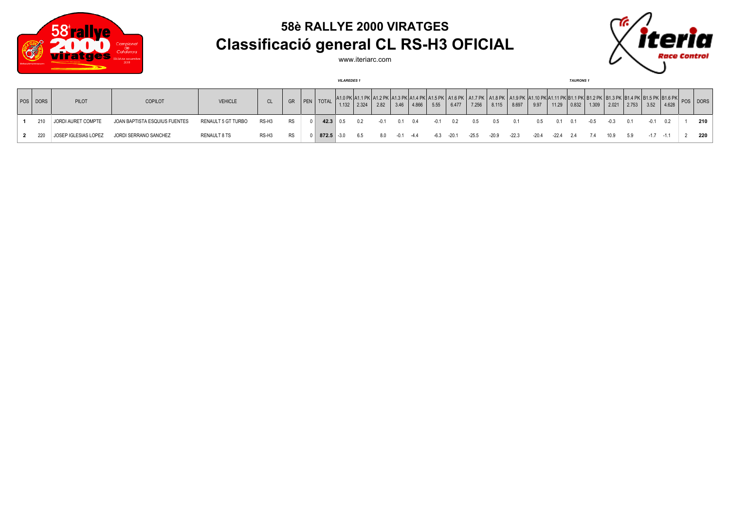# 58è RALLYE 2000 VIRATGES

## Classificació general CL RS-H3 OFICIAL

www.iteriarc.com

| POS | DORS | PILOT | COPILOT | VEHICLE | CL | GR | PEN | TOTAL | *VILAREDES 1* | | | | | | | | | | | | *TAURONS 1* | | | | | | | POS | DORS |
|---|---|---|---|---|---|---|---|---|---|---|---|---|---|---|---|---|---|---|---|---|---|---|---|---|---|---|---|---|---|
| | | | | | | | | | A1.0 PK 1.132 | A1.1 PK 2.324 | A1.2 PK 2.82 | A1.3 PK 3.46 | A1.4 PK 4.866 | A1.5 PK 5.55 | A1.6 PK 6.477 | A1.7 PK 7.256 | A1.8 PK 8.115 | A1.9 PK 8.697 | A1.10 PK 9.97 | A1.11 PK 11.29 | B1.1 PK 0.832 | B1.2 PK 1.309 | B1.3 PK 2.021 | B1.4 PK 2.753 | B1.5 PK 3.52 | B1.6 PK 4.628 | | |
| **1** | 210 | JORDI AURET COMPTE | JOAN BAPTISTA ESQUIUS FUENTES | RENAULT 5 GT TURBO | RS-H3 | RS | 0 | **42.3** | 0.5 | 0.2 | -0.1 | 0.1 | 0.4 | -0.1 | 0.2 | 0.5 | 0.5 | 0.1 | 0.5 | 0.1 | 0.1 | -0.5 | -0.3 | 0.1 | -0.1 | 0.2 | 1 | **210** |
| **2** | 220 | JOSEP IGLESIAS LOPEZ | JORDI SERRANO SANCHEZ | RENAULT 8 TS | RS-H3 | RS | 0 | **872.5** | -3.0 | 6.5 | 8.0 | -0.1 | -4.4 | -6.3 | -20.1 | -25.5 | -20.9 | -22.3 | -20.4 | -22.4 | 2.4 | 7.4 | 10.9 | 5.9 | -1.7 | -1.1 | 2 | **220** |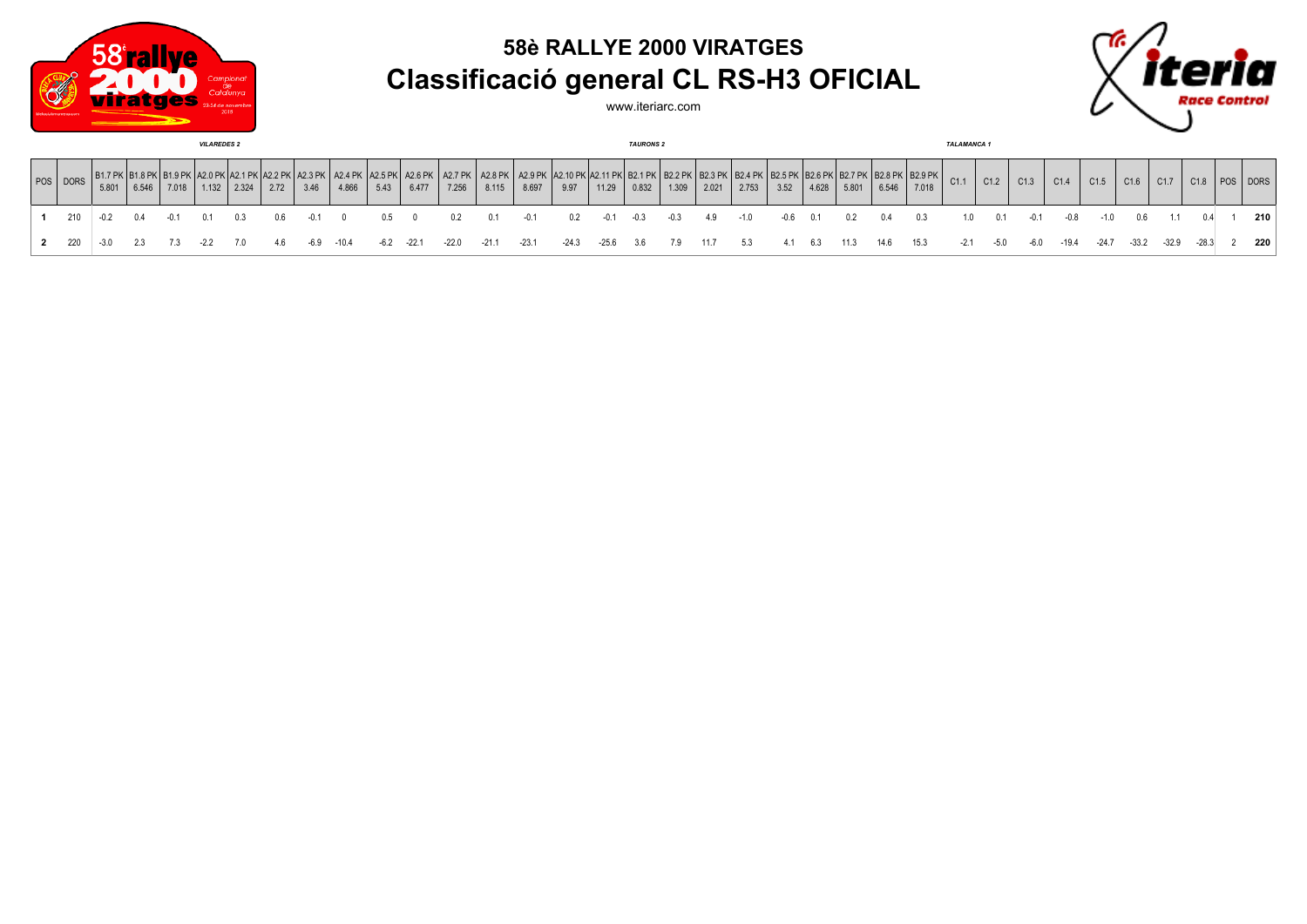# 58è RALLYE 2000 VIRATGES

# Classificació general CL RS-H3 OFICIAL

www.iteriarc.com

| | | *VILAREDES 2* | | | | | | | | | | | | | | | | *TAURONS 2* | | | | | | | | | | | *TALAMANCA 1* | | | | | | | | | |
|---|---|---|---|---|---|---|---|---|---|---|---|---|---|---|---|---|---|---|---|---|---|---|---|---|---|---|---|---|---|---|---|---|---|---|---|---|---|---|
| POS | DORS | B1.7 PK 5.801 | B1.8 PK 6.546 | B1.9 PK 7.018 | A2.0 PK 1.132 | A2.1 PK 2.324 | A2.2 PK 2.72 | A2.3 PK 3.46 | A2.4 PK 4.866 | A2.5 PK 5.43 | A2.6 PK 6.477 | A2.7 PK 7.256 | A2.8 PK 8.115 | A2.9 PK 8.697 | A2.10 PK 9.97 | A2.11 PK 11.29 | B2.1 PK 0.832 | B2.2 PK 1.309 | B2.3 PK 2.021 | B2.4 PK 2.753 | B2.5 PK 3.52 | B2.6 PK 4.628 | B2.7 PK 5.801 | B2.8 PK 6.546 | B2.9 PK 7.018 | C1.1 | C1.2 | C1.3 | C1.4 | C1.5 | C1.6 | C1.7 | C1.8 | POS | DORS |
| **1** | 210 | -0.2 | 0.4 | -0.1 | 0.1 | 0.3 | 0.6 | -0.1 | 0 | 0.5 | 0 | 0.2 | 0.1 | -0.1 | 0.2 | -0.1 | -0.3 | -0.3 | 4.9 | -1.0 | -0.6 | 0.1 | 0.2 | 0.4 | 0.3 | 1.0 | 0.1 | -0.1 | -0.8 | -1.0 | 0.6 | 1.1 | 0.4 | 1 | **210** |
| **2** | 220 | -3.0 | 2.3 | 7.3 | -2.2 | 7.0 | 4.6 | -6.9 | -10.4 | -6.2 | -22.1 | -22.0 | -21.1 | -23.1 | -24.3 | -25.6 | 3.6 | 7.9 | 11.7 | 5.3 | 4.1 | 6.3 | 11.3 | 14.6 | 15.3 | -2.1 | -5.0 | -6.0 | -19.4 | -24.7 | -33.2 | -32.9 | -28.3 | 2 | **220** |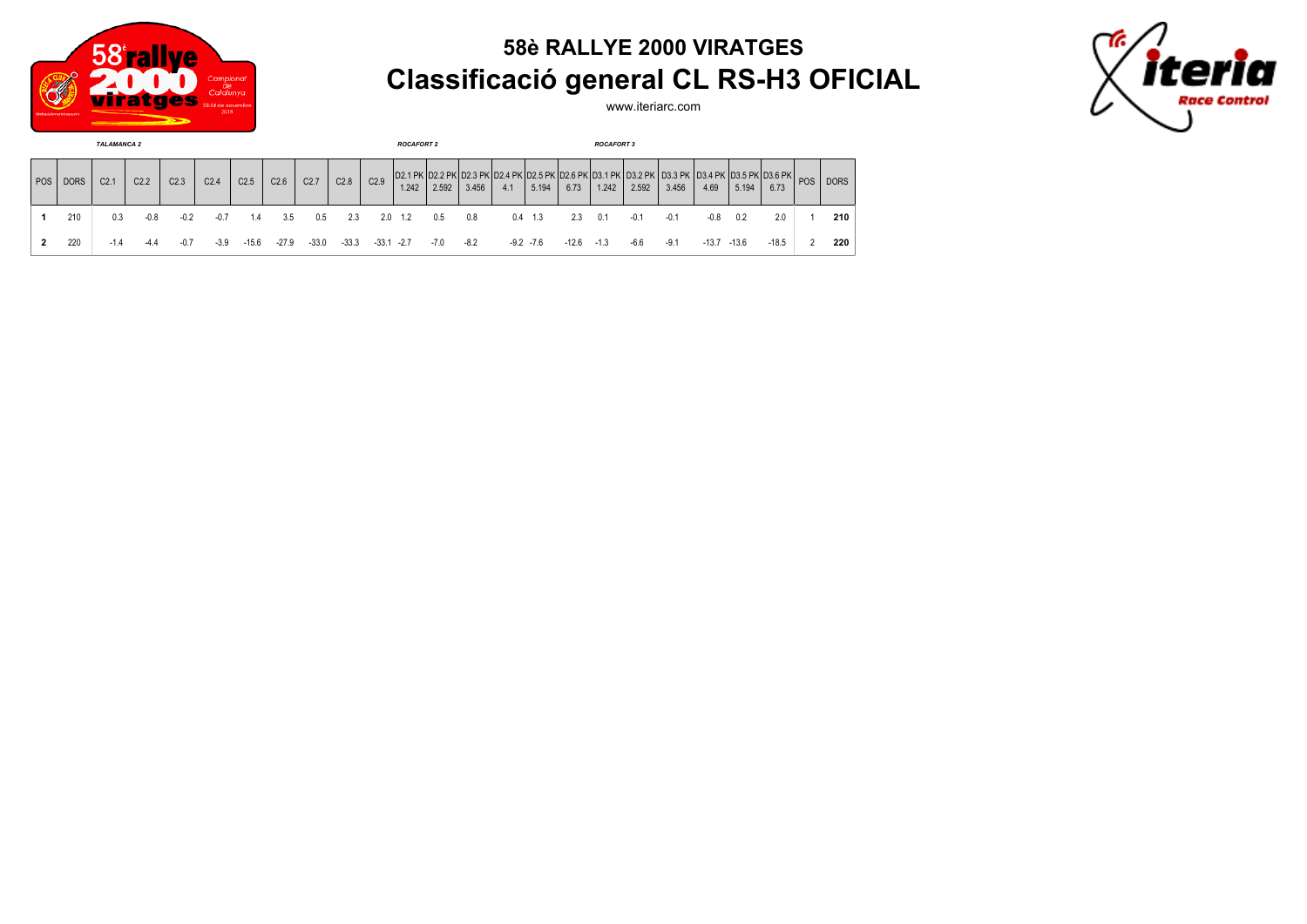## 58è RALLYE 2000 VIRATGES

# Classificació general CL RS-H3 OFICIAL

www.iteriarc.com

*TALAMANCA 2* | *ROCAFORT 2* | *ROCAFORT 3*

| POS | DORS | C2.1 | C2.2 | C2.3 | C2.4 | C2.5 | C2.6 | C2.7 | C2.8 | C2.9 | D2.1 PK 1.242 | D2.2 PK 2.592 | D2.3 PK 3.456 | D2.4 PK 4.1 | D2.5 PK 5.194 | D2.6 PK 6.73 | D3.1 PK 1.242 | D3.2 PK 2.592 | D3.3 PK 3.456 | D3.4 PK 4.69 | D3.5 PK 5.194 | D3.6 PK 6.73 | POS | DORS |
|---|---|---|---|---|---|---|---|---|---|---|---|---|---|---|---|---|---|---|---|---|---|---|---|---|
| **1** | 210 | 0.3 | -0.8 | -0.2 | -0.7 | 1.4 | 3.5 | 0.5 | 2.3 | 2.0 | 1.2 | 0.5 | 0.8 | 0.4 | 1.3 | 2.3 | 0.1 | -0.1 | -0.1 | -0.8 | 0.2 | 2.0 | 1 | **210** |
| **2** | 220 | -1.4 | -4.4 | -0.7 | -3.9 | -15.6 | -27.9 | -33.0 | -33.3 | -33.1 | -2.7 | -7.0 | -8.2 | -9.2 | -7.6 | -12.6 | -1.3 | -6.6 | -9.1 | -13.7 | -13.6 | -18.5 | 2 | **220** |